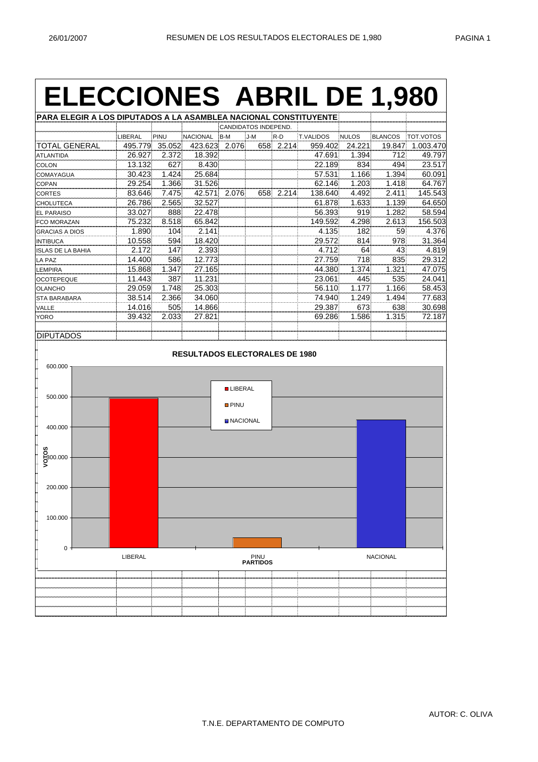# ELECCIONES ABRIL DE 1,980

**PARA ELEGIR A LOS DIPUTADOS A LA ASAMBLEA NACIONAL CONSTITUYENTE**

| | | | | CANDIDATOS INDEPEND. | | | | | | |
|---|---|---|---|---|---|---|---|---|---|---|
| | LIBERAL | PINU | NACIONAL | B-M | J-M | R-D | T.VALIDOS | NULOS | BLANCOS | TOT.VOTOS |
| TOTAL GENERAL | 495.779 | 35.052 | 423.623 | 2.076 | 658 | 2.214 | 959.402 | 24.221 | 19.847 | 1.003.470 |
| ATLANTIDA | 26.927 | 2.372 | 18.392 | | | | 47.691 | 1.394 | 712 | 49.797 |
| COLON | 13.132 | 627 | 8.430 | | | | 22.189 | 834 | 494 | 23.517 |
| COMAYAGUA | 30.423 | 1.424 | 25.684 | | | | 57.531 | 1.166 | 1.394 | 60.091 |
| COPAN | 29.254 | 1.366 | 31.526 | | | | 62.146 | 1.203 | 1.418 | 64.767 |
| CORTES | 83.646 | 7.475 | 42.571 | 2.076 | 658 | 2.214 | 138.640 | 4.492 | 2.411 | 145.543 |
| CHOLUTECA | 26.786 | 2.565 | 32.527 | | | | 61.878 | 1.633 | 1.139 | 64.650 |
| EL PARAISO | 33.027 | 888 | 22.478 | | | | 56.393 | 919 | 1.282 | 58.594 |
| FCO MORAZAN | 75.232 | 8.518 | 65.842 | | | | 149.592 | 4.298 | 2.613 | 156.503 |
| GRACIAS A DIOS | 1.890 | 104 | 2.141 | | | | 4.135 | 182 | 59 | 4.376 |
| INTIBUCA | 10.558 | 594 | 18.420 | | | | 29.572 | 814 | 978 | 31.364 |
| ISLAS DE LA BAHIA | 2.172 | 147 | 2.393 | | | | 4.712 | 64 | 43 | 4.819 |
| LA PAZ | 14.400 | 586 | 12.773 | | | | 27.759 | 718 | 835 | 29.312 |
| LEMPIRA | 15.868 | 1.347 | 27.165 | | | | 44.380 | 1.374 | 1.321 | 47.075 |
| OCOTEPEQUE | 11.443 | 387 | 11.231 | | | | 23.061 | 445 | 535 | 24.041 |
| OLANCHO | 29.059 | 1.748 | 25.303 | | | | 56.110 | 1.177 | 1.166 | 58.453 |
| STA BARABARA | 38.514 | 2.366 | 34.060 | | | | 74.940 | 1.249 | 1.494 | 77.683 |
| VALLE | 14.016 | 505 | 14.866 | | | | 29.387 | 673 | 638 | 30.698 |
| YORO | 39.432 | 2.033 | 27.821 | | | | 69.286 | 1.586 | 1.315 | 72.187 |
| | | | | | | | | | | |
| DIPUTADOS | | | | | | | | | | |

**RESULTADOS ELECTORALES DE 1980**

(Gráfico de barras — VOTOS por PARTIDOS: LIBERAL, PINU, NACIONAL)

AUTOR: C. OLIVA

T.N.E. DEPARTAMENTO DE COMPUTO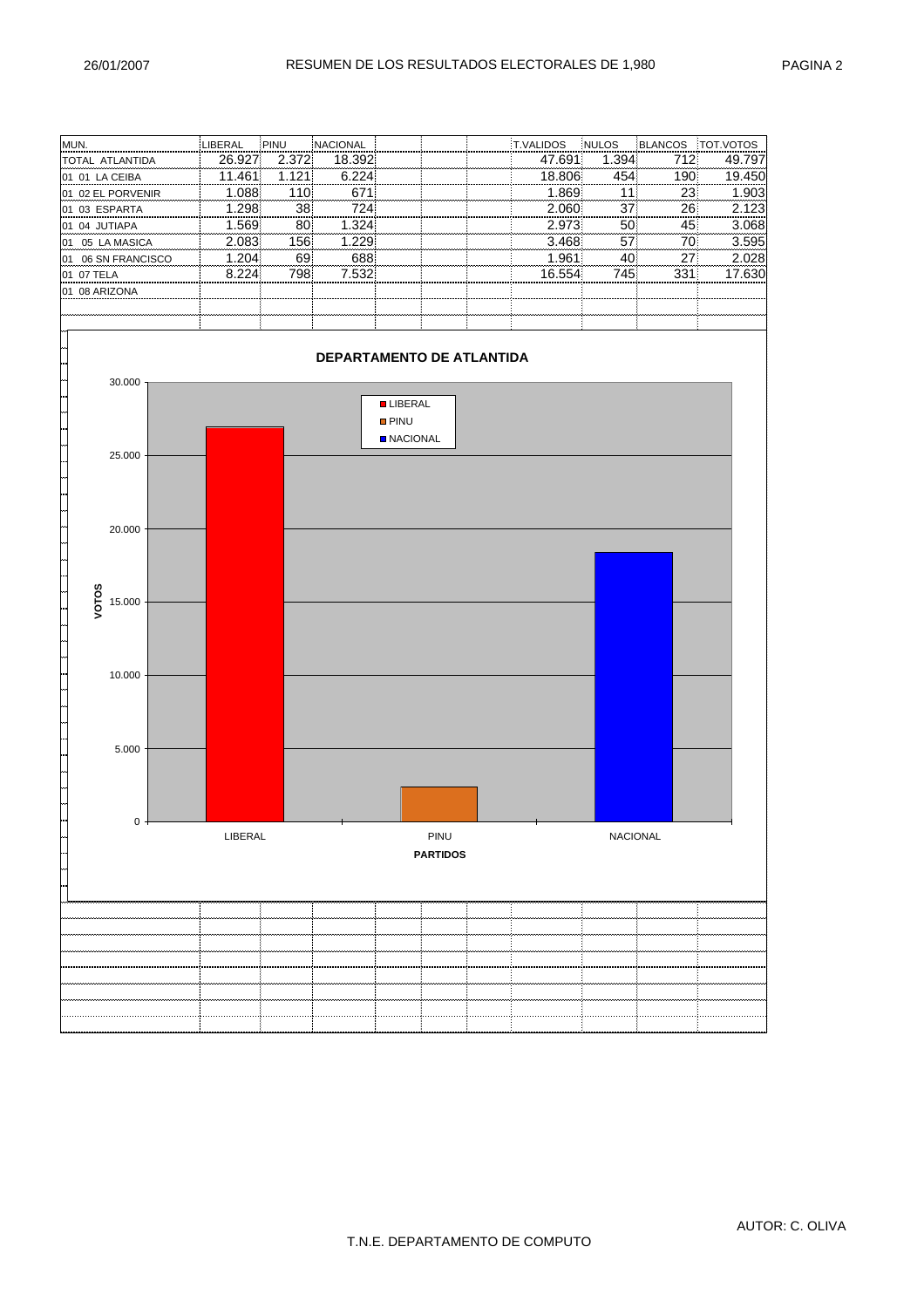# RESUMEN DE LOS RESULTADOS ELECTORALES DE 1,980

26/01/2007

| MUN. | LIBERAL | PINU | NACIONAL | T.VALIDOS | NULOS | BLANCOS | TOT.VOTOS |
|---|---|---|---|---|---|---|---|
| TOTAL ATLANTIDA | 26.927 | 2.372 | 18.392 | 47.691 | 1.394 | 712 | 49.797 |
| 01 01 LA CEIBA | 11.461 | 1.121 | 6.224 | 18.806 | 454 | 190 | 19.450 |
| 01 02 EL PORVENIR | 1.088 | 110 | 671 | 1.869 | 11 | 23 | 1.903 |
| 01 03 ESPARTA | 1.298 | 38 | 724 | 2.060 | 37 | 26 | 2.123 |
| 01 04 JUTIAPA | 1.569 | 80 | 1.324 | 2.973 | 50 | 45 | 3.068 |
| 01 05 LA MASICA | 2.083 | 156 | 1.229 | 3.468 | 57 | 70 | 3.595 |
| 01 06 SN FRANCISCO | 1.204 | 69 | 688 | 1.961 | 40 | 27 | 2.028 |
| 01 07 TELA | 8.224 | 798 | 7.532 | 16.554 | 745 | 331 | 17.630 |
| 01 08 ARIZONA | | | | | | | |

**DEPARTAMENTO DE ATLANTIDA**

| PARTIDOS | VOTOS |
|---|---|
| LIBERAL | 26.927 |
| PINU | 2.372 |
| NACIONAL | 18.392 |

AUTOR: C. OLIVA

T.N.E. DEPARTAMENTO DE COMPUTO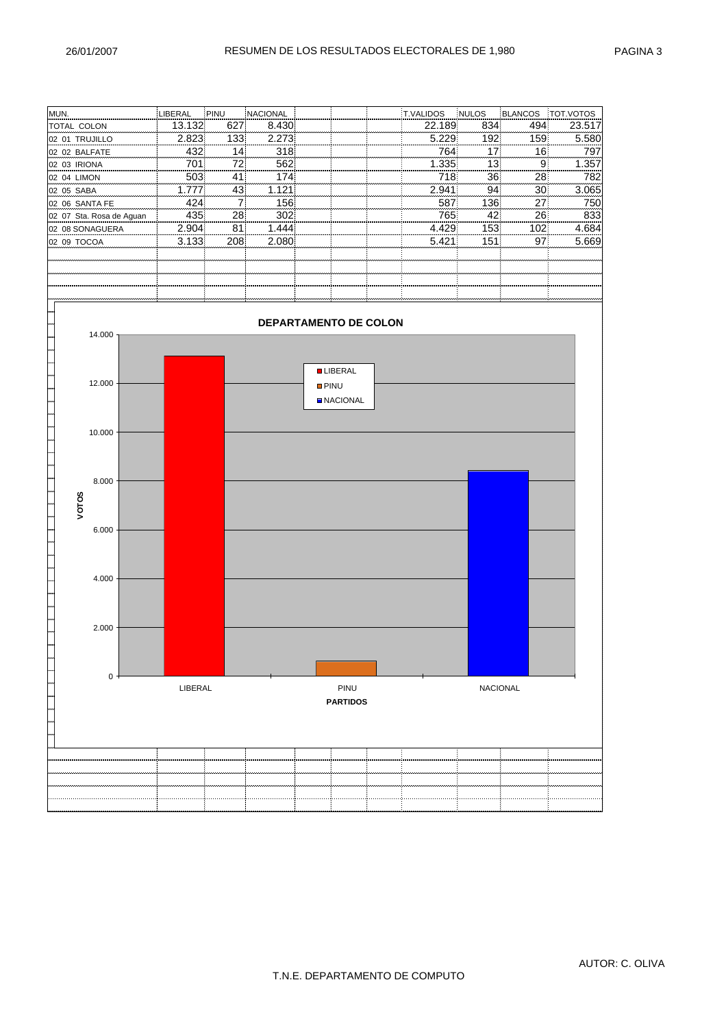# RESUMEN DE LOS RESULTADOS ELECTORALES DE 1,980

| MUN. | LIBERAL | PINU | NACIONAL | T.VALIDOS | NULOS | BLANCOS | TOT.VOTOS |
|---|---|---|---|---|---|---|---|
| TOTAL COLON | 13.132 | 627 | 8.430 | 22.189 | 834 | 494 | 23.517 |
| 02 01 TRUJILLO | 2.823 | 133 | 2.273 | 5.229 | 192 | 159 | 5.580 |
| 02 02 BALFATE | 432 | 14 | 318 | 764 | 17 | 16 | 797 |
| 02 03 IRIONA | 701 | 72 | 562 | 1.335 | 13 | 9 | 1.357 |
| 02 04 LIMON | 503 | 41 | 174 | 718 | 36 | 28 | 782 |
| 02 05 SABA | 1.777 | 43 | 1.121 | 2.941 | 94 | 30 | 3.065 |
| 02 06 SANTA FE | 424 | 7 | 156 | 587 | 136 | 27 | 750 |
| 02 07 Sta. Rosa de Aguan | 435 | 28 | 302 | 765 | 42 | 26 | 833 |
| 02 08 SONAGUERA | 2.904 | 81 | 1.444 | 4.429 | 153 | 102 | 4.684 |
| 02 09 TOCOA | 3.133 | 208 | 2.080 | 5.421 | 151 | 97 | 5.669 |

**DEPARTAMENTO DE COLON**

| PARTIDOS | VOTOS |
|---|---|
| LIBERAL | 13.132 |
| PINU | 627 |
| NACIONAL | 8.430 |

AUTOR: C. OLIVA

T.N.E. DEPARTAMENTO DE COMPUTO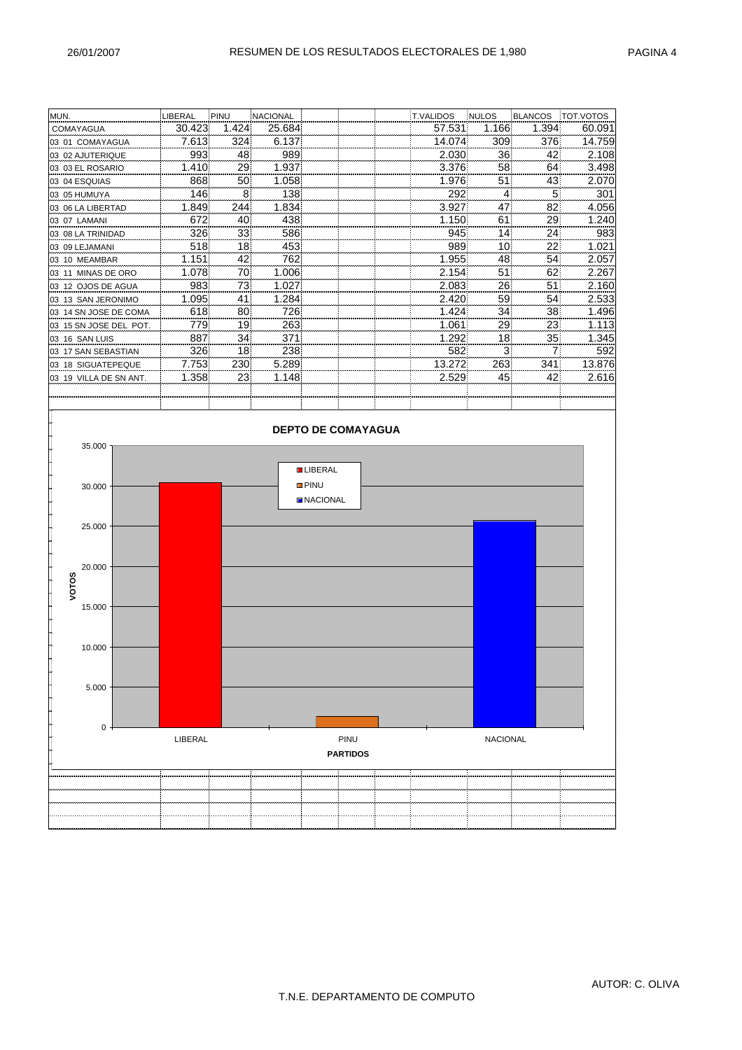# RESUMEN DE LOS RESULTADOS ELECTORALES DE 1,980

| MUN. | LIBERAL | PINU | NACIONAL | | | | T.VALIDOS | NULOS | BLANCOS | TOT.VOTOS |
|---|---|---|---|---|---|---|---|---|---|---|
| COMAYAGUA | 30.423 | 1.424 | 25.684 | | | | 57.531 | 1.166 | 1.394 | 60.091 |
| 03 01 COMAYAGUA | 7.613 | 324 | 6.137 | | | | 14.074 | 309 | 376 | 14.759 |
| 03 02 AJUTERIQUE | 993 | 48 | 989 | | | | 2.030 | 36 | 42 | 2.108 |
| 03 03 EL ROSARIO | 1.410 | 29 | 1.937 | | | | 3.376 | 58 | 64 | 3.498 |
| 03 04 ESQUIAS | 868 | 50 | 1.058 | | | | 1.976 | 51 | 43 | 2.070 |
| 03 05 HUMUYA | 146 | 8 | 138 | | | | 292 | 4 | 5 | 301 |
| 03 06 LA LIBERTAD | 1.849 | 244 | 1.834 | | | | 3.927 | 47 | 82 | 4.056 |
| 03 07 LAMANI | 672 | 40 | 438 | | | | 1.150 | 61 | 29 | 1.240 |
| 03 08 LA TRINIDAD | 326 | 33 | 586 | | | | 945 | 14 | 24 | 983 |
| 03 09 LEJAMANI | 518 | 18 | 453 | | | | 989 | 10 | 22 | 1.021 |
| 03 10 MEAMBAR | 1.151 | 42 | 762 | | | | 1.955 | 48 | 54 | 2.057 |
| 03 11 MINAS DE ORO | 1.078 | 70 | 1.006 | | | | 2.154 | 51 | 62 | 2.267 |
| 03 12 OJOS DE AGUA | 983 | 73 | 1.027 | | | | 2.083 | 26 | 51 | 2.160 |
| 03 13 SAN JERONIMO | 1.095 | 41 | 1.284 | | | | 2.420 | 59 | 54 | 2.533 |
| 03 14 SN JOSE DE COMA | 618 | 80 | 726 | | | | 1.424 | 34 | 38 | 1.496 |
| 03 15 SN JOSE DEL POT. | 779 | 19 | 263 | | | | 1.061 | 29 | 23 | 1.113 |
| 03 16 SAN LUIS | 887 | 34 | 371 | | | | 1.292 | 18 | 35 | 1.345 |
| 03 17 SAN SEBASTIAN | 326 | 18 | 238 | | | | 582 | 3 | 7 | 592 |
| 03 18 SIGUATEPEQUE | 7.753 | 230 | 5.289 | | | | 13.272 | 263 | 341 | 13.876 |
| 03 19 VILLA DE SN ANT. | 1.358 | 23 | 1.148 | | | | 2.529 | 45 | 42 | 2.616 |

**DEPTO DE COMAYAGUA**

AUTOR: C. OLIVA

T.N.E. DEPARTAMENTO DE COMPUTO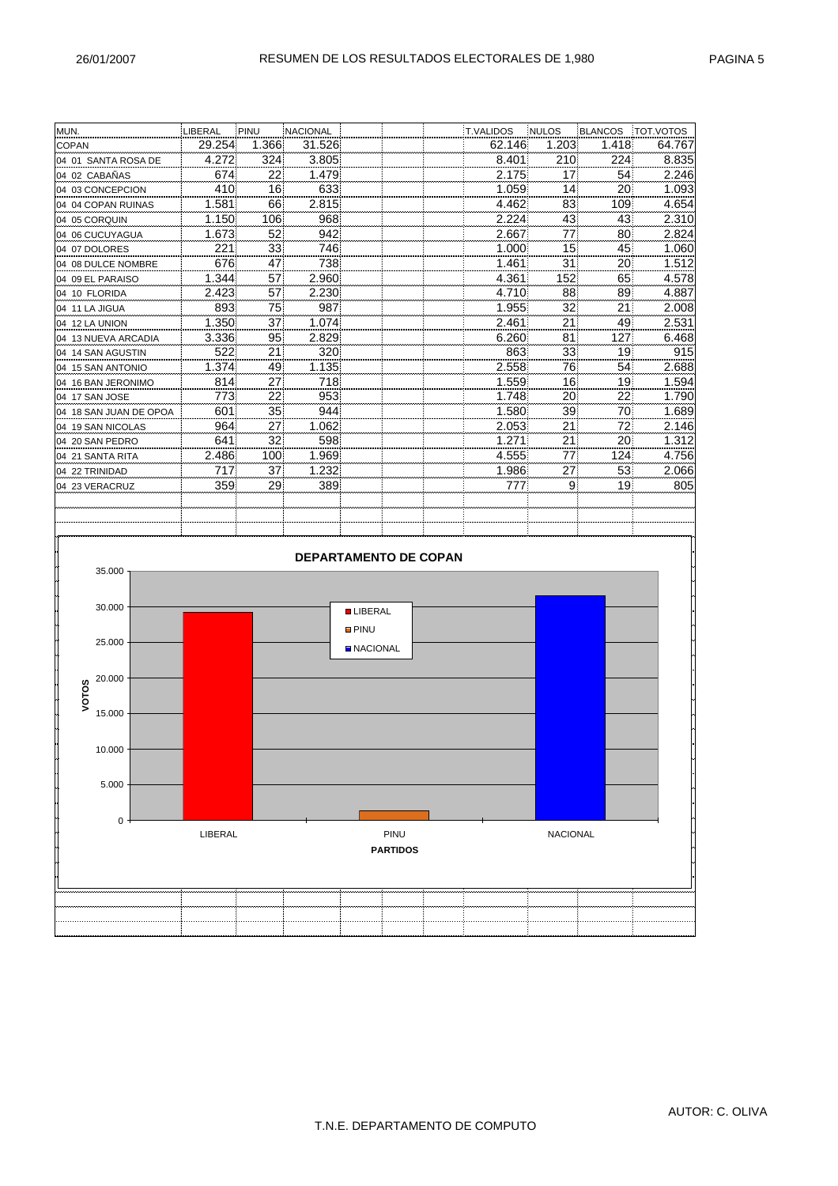# RESUMEN DE LOS RESULTADOS ELECTORALES DE 1,980

| MUN. | LIBERAL | PINU | NACIONAL | | | | T.VALIDOS | NULOS | BLANCOS | TOT.VOTOS |
|---|---|---|---|---|---|---|---|---|---|---|
| COPAN | 29.254 | 1.366 | 31.526 | | | | 62.146 | 1.203 | 1.418 | 64.767 |
| 04 01 SANTA ROSA DE | 4.272 | 324 | 3.805 | | | | 8.401 | 210 | 224 | 8.835 |
| 04 02 CABAÑAS | 674 | 22 | 1.479 | | | | 2.175 | 17 | 54 | 2.246 |
| 04 03 CONCEPCION | 410 | 16 | 633 | | | | 1.059 | 14 | 20 | 1.093 |
| 04 04 COPAN RUINAS | 1.581 | 66 | 2.815 | | | | 4.462 | 83 | 109 | 4.654 |
| 04 05 CORQUIN | 1.150 | 106 | 968 | | | | 2.224 | 43 | 43 | 2.310 |
| 04 06 CUCUYAGUA | 1.673 | 52 | 942 | | | | 2.667 | 77 | 80 | 2.824 |
| 04 07 DOLORES | 221 | 33 | 746 | | | | 1.000 | 15 | 45 | 1.060 |
| 04 08 DULCE NOMBRE | 676 | 47 | 738 | | | | 1.461 | 31 | 20 | 1.512 |
| 04 09 EL PARAISO | 1.344 | 57 | 2.960 | | | | 4.361 | 152 | 65 | 4.578 |
| 04 10 FLORIDA | 2.423 | 57 | 2.230 | | | | 4.710 | 88 | 89 | 4.887 |
| 04 11 LA JIGUA | 893 | 75 | 987 | | | | 1.955 | 32 | 21 | 2.008 |
| 04 12 LA UNION | 1.350 | 37 | 1.074 | | | | 2.461 | 21 | 49 | 2.531 |
| 04 13 NUEVA ARCADIA | 3.336 | 95 | 2.829 | | | | 6.260 | 81 | 127 | 6.468 |
| 04 14 SAN AGUSTIN | 522 | 21 | 320 | | | | 863 | 33 | 19 | 915 |
| 04 15 SAN ANTONIO | 1.374 | 49 | 1.135 | | | | 2.558 | 76 | 54 | 2.688 |
| 04 16 BAN JERONIMO | 814 | 27 | 718 | | | | 1.559 | 16 | 19 | 1.594 |
| 04 17 SAN JOSE | 773 | 22 | 953 | | | | 1.748 | 20 | 22 | 1.790 |
| 04 18 SAN JUAN DE OPOA | 601 | 35 | 944 | | | | 1.580 | 39 | 70 | 1.689 |
| 04 19 SAN NICOLAS | 964 | 27 | 1.062 | | | | 2.053 | 21 | 72 | 2.146 |
| 04 20 SAN PEDRO | 641 | 32 | 598 | | | | 1.271 | 21 | 20 | 1.312 |
| 04 21 SANTA RITA | 2.486 | 100 | 1.969 | | | | 4.555 | 77 | 124 | 4.756 |
| 04 22 TRINIDAD | 717 | 37 | 1.232 | | | | 1.986 | 27 | 53 | 2.066 |
| 04 23 VERACRUZ | 359 | 29 | 389 | | | | 777 | 9 | 19 | 805 |

**DEPARTAMENTO DE COPAN**

| PARTIDOS | VOTOS |
|---|---|
| LIBERAL | 29.254 |
| PINU | 1.366 |
| NACIONAL | 31.526 |

AUTOR: C. OLIVA

T.N.E. DEPARTAMENTO DE COMPUTO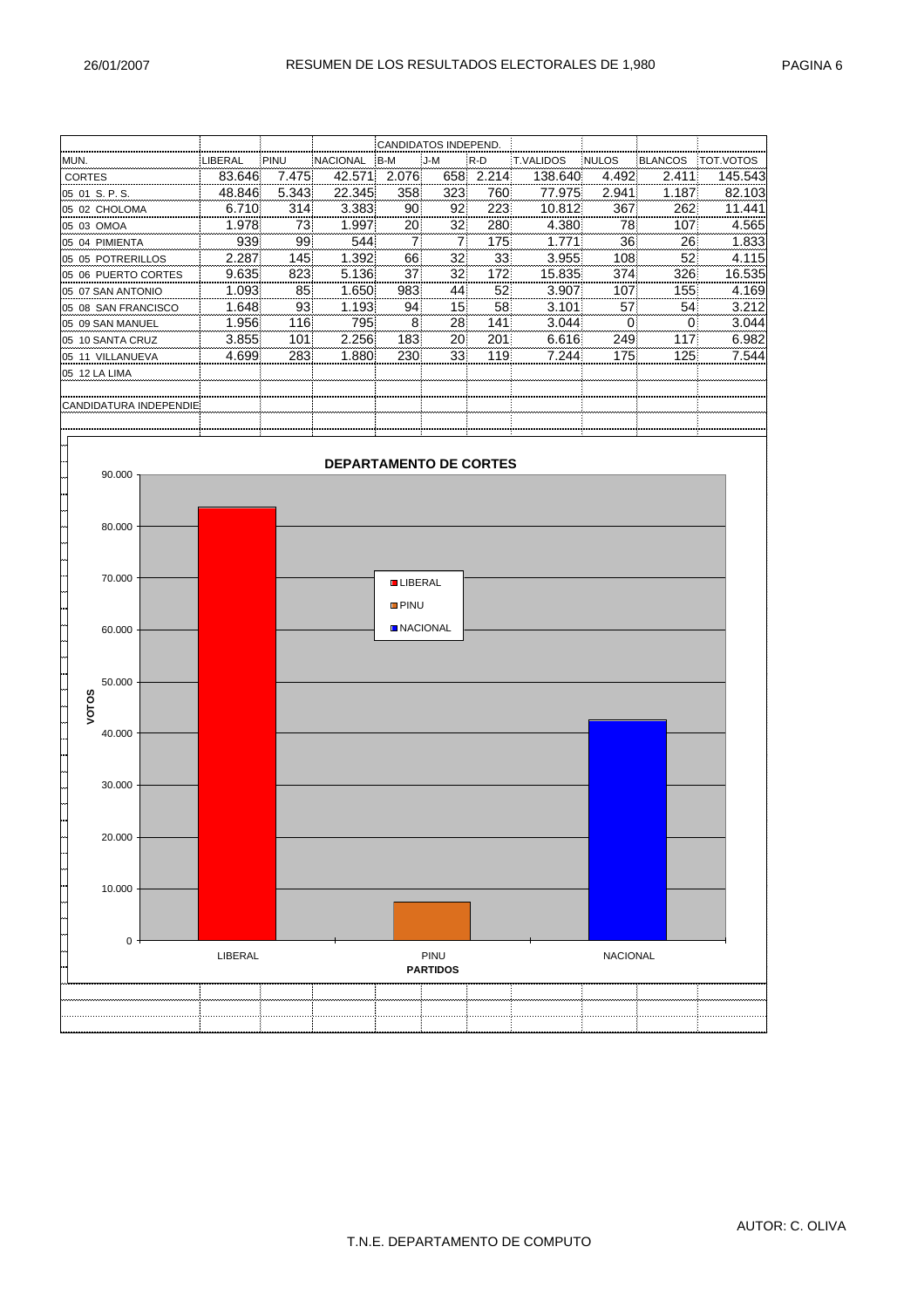# RESUMEN DE LOS RESULTADOS ELECTORALES DE 1,980

| MUN. | LIBERAL | PINU | NACIONAL | CANDIDATOS INDEPEND. B-M | J-M | R-D | T.VALIDOS | NULOS | BLANCOS | TOT.VOTOS |
|---|---|---|---|---|---|---|---|---|---|---|
| CORTES | 83.646 | 7.475 | 42.571 | 2.076 | 658 | 2.214 | 138.640 | 4.492 | 2.411 | 145.543 |
| 05 01 S. P. S. | 48.846 | 5.343 | 22.345 | 358 | 323 | 760 | 77.975 | 2.941 | 1.187 | 82.103 |
| 05 02 CHOLOMA | 6.710 | 314 | 3.383 | 90 | 92 | 223 | 10.812 | 367 | 262 | 11.441 |
| 05 03 OMOA | 1.978 | 73 | 1.997 | 20 | 32 | 280 | 4.380 | 78 | 107 | 4.565 |
| 05 04 PIMIENTA | 939 | 99 | 544 | 7 | 7 | 175 | 1.771 | 36 | 26 | 1.833 |
| 05 05 POTRERILLOS | 2.287 | 145 | 1.392 | 66 | 32 | 33 | 3.955 | 108 | 52 | 4.115 |
| 05 06 PUERTO CORTES | 9.635 | 823 | 5.136 | 37 | 32 | 172 | 15.835 | 374 | 326 | 16.535 |
| 05 07 SAN ANTONIO | 1.093 | 85 | 1.650 | 983 | 44 | 52 | 3.907 | 107 | 155 | 4.169 |
| 05 08 SAN FRANCISCO | 1.648 | 93 | 1.193 | 94 | 15 | 58 | 3.101 | 57 | 54 | 3.212 |
| 05 09 SAN MANUEL | 1.956 | 116 | 795 | 8 | 28 | 141 | 3.044 | 0 | 0 | 3.044 |
| 05 10 SANTA CRUZ | 3.855 | 101 | 2.256 | 183 | 20 | 201 | 6.616 | 249 | 117 | 6.982 |
| 05 11 VILLANUEVA | 4.699 | 283 | 1.880 | 230 | 33 | 119 | 7.244 | 175 | 125 | 7.544 |
| 05 12 LA LIMA | | | | | | | | | | |
| CANDIDATURA INDEPENDIE | | | | | | | | | | |

## DEPARTAMENTO DE CORTES

| PARTIDOS | VOTOS |
|---|---|
| LIBERAL | 83.646 |
| PINU | 7.475 |
| NACIONAL | 42.571 |

AUTOR: C. OLIVA

T.N.E. DEPARTAMENTO DE COMPUTO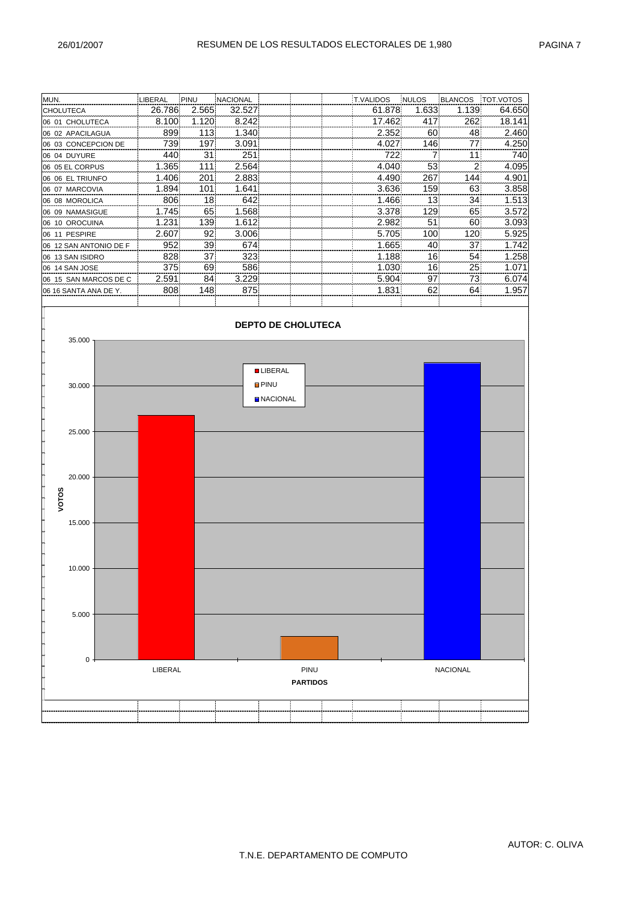# RESUMEN DE LOS RESULTADOS ELECTORALES DE 1,980

| MUN. | LIBERAL | PINU | NACIONAL | | | | T.VALIDOS | NULOS | BLANCOS | TOT.VOTOS |
|---|---|---|---|---|---|---|---|---|---|---|
| CHOLUTECA | 26.786 | 2.565 | 32.527 | | | | 61.878 | 1.633 | 1.139 | 64.650 |
| 06 01 CHOLUTECA | 8.100 | 1.120 | 8.242 | | | | 17.462 | 417 | 262 | 18.141 |
| 06 02 APACILAGUA | 899 | 113 | 1.340 | | | | 2.352 | 60 | 48 | 2.460 |
| 06 03 CONCEPCION DE | 739 | 197 | 3.091 | | | | 4.027 | 146 | 77 | 4.250 |
| 06 04 DUYURE | 440 | 31 | 251 | | | | 722 | 7 | 11 | 740 |
| 06 05 EL CORPUS | 1.365 | 111 | 2.564 | | | | 4.040 | 53 | 2 | 4.095 |
| 06 06 EL TRIUNFO | 1.406 | 201 | 2.883 | | | | 4.490 | 267 | 144 | 4.901 |
| 06 07 MARCOVIA | 1.894 | 101 | 1.641 | | | | 3.636 | 159 | 63 | 3.858 |
| 06 08 MOROLICA | 806 | 18 | 642 | | | | 1.466 | 13 | 34 | 1.513 |
| 06 09 NAMASIGUE | 1.745 | 65 | 1.568 | | | | 3.378 | 129 | 65 | 3.572 |
| 06 10 OROCUINA | 1.231 | 139 | 1.612 | | | | 2.982 | 51 | 60 | 3.093 |
| 06 11 PESPIRE | 2.607 | 92 | 3.006 | | | | 5.705 | 100 | 120 | 5.925 |
| 06 12 SAN ANTONIO DE F | 952 | 39 | 674 | | | | 1.665 | 40 | 37 | 1.742 |
| 06 13 SAN ISIDRO | 828 | 37 | 323 | | | | 1.188 | 16 | 54 | 1.258 |
| 06 14 SAN JOSE | 375 | 69 | 586 | | | | 1.030 | 16 | 25 | 1.071 |
| 06 15 SAN MARCOS DE C | 2.591 | 84 | 3.229 | | | | 5.904 | 97 | 73 | 6.074 |
| 06 16 SANTA ANA DE Y. | 808 | 148 | 875 | | | | 1.831 | 62 | 64 | 1.957 |

**DEPTO DE CHOLUTECA**

VOTOS: 0 – 35.000; PARTIDOS: LIBERAL, PINU, NACIONAL

AUTOR: C. OLIVA

T.N.E. DEPARTAMENTO DE COMPUTO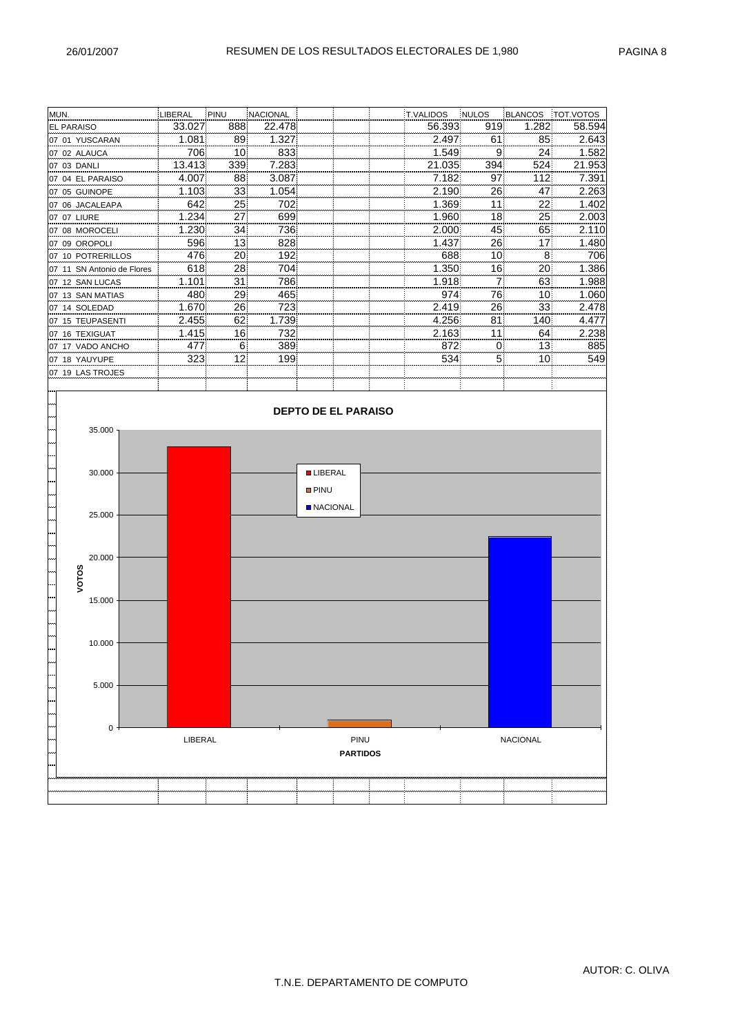# RESUMEN DE LOS RESULTADOS ELECTORALES DE 1,980

| MUN. | LIBERAL | PINU | NACIONAL | | | | T.VALIDOS | NULOS | BLANCOS | TOT.VOTOS |
|---|---|---|---|---|---|---|---|---|---|---|
| EL PARAISO | 33.027 | 888 | 22.478 | | | | 56.393 | 919 | 1.282 | 58.594 |
| 07 01 YUSCARAN | 1.081 | 89 | 1.327 | | | | 2.497 | 61 | 85 | 2.643 |
| 07 02 ALAUCA | 706 | 10 | 833 | | | | 1.549 | 9 | 24 | 1.582 |
| 07 03 DANLI | 13.413 | 339 | 7.283 | | | | 21.035 | 394 | 524 | 21.953 |
| 07 04 EL PARAISO | 4.007 | 88 | 3.087 | | | | 7.182 | 97 | 112 | 7.391 |
| 07 05 GUINOPE | 1.103 | 33 | 1.054 | | | | 2.190 | 26 | 47 | 2.263 |
| 07 06 JACALEAPA | 642 | 25 | 702 | | | | 1.369 | 11 | 22 | 1.402 |
| 07 07 LIURE | 1.234 | 27 | 699 | | | | 1.960 | 18 | 25 | 2.003 |
| 07 08 MOROCELI | 1.230 | 34 | 736 | | | | 2.000 | 45 | 65 | 2.110 |
| 07 09 OROPOLI | 596 | 13 | 828 | | | | 1.437 | 26 | 17 | 1.480 |
| 07 10 POTRERILLOS | 476 | 20 | 192 | | | | 688 | 10 | 8 | 706 |
| 07 11 SN Antonio de Flores | 618 | 28 | 704 | | | | 1.350 | 16 | 20 | 1.386 |
| 07 12 SAN LUCAS | 1.101 | 31 | 786 | | | | 1.918 | 7 | 63 | 1.988 |
| 07 13 SAN MATIAS | 480 | 29 | 465 | | | | 974 | 76 | 10 | 1.060 |
| 07 14 SOLEDAD | 1.670 | 26 | 723 | | | | 2.419 | 26 | 33 | 2.478 |
| 07 15 TEUPASENTI | 2.455 | 62 | 1.739 | | | | 4.256 | 81 | 140 | 4.477 |
| 07 16 TEXIGUAT | 1.415 | 16 | 732 | | | | 2.163 | 11 | 64 | 2.238 |
| 07 17 VADO ANCHO | 477 | 6 | 389 | | | | 872 | 0 | 13 | 885 |
| 07 18 YAUYUPE | 323 | 12 | 199 | | | | 534 | 5 | 10 | 549 |
| 07 19 LAS TROJES | | | | | | | | | | |

**DEPTO DE EL PARAISO**

VOTOS (eje vertical: 0 – 35.000) / PARTIDOS: LIBERAL, PINU, NACIONAL

Leyenda: LIBERAL, PINU, NACIONAL

AUTOR: C. OLIVA

T.N.E. DEPARTAMENTO DE COMPUTO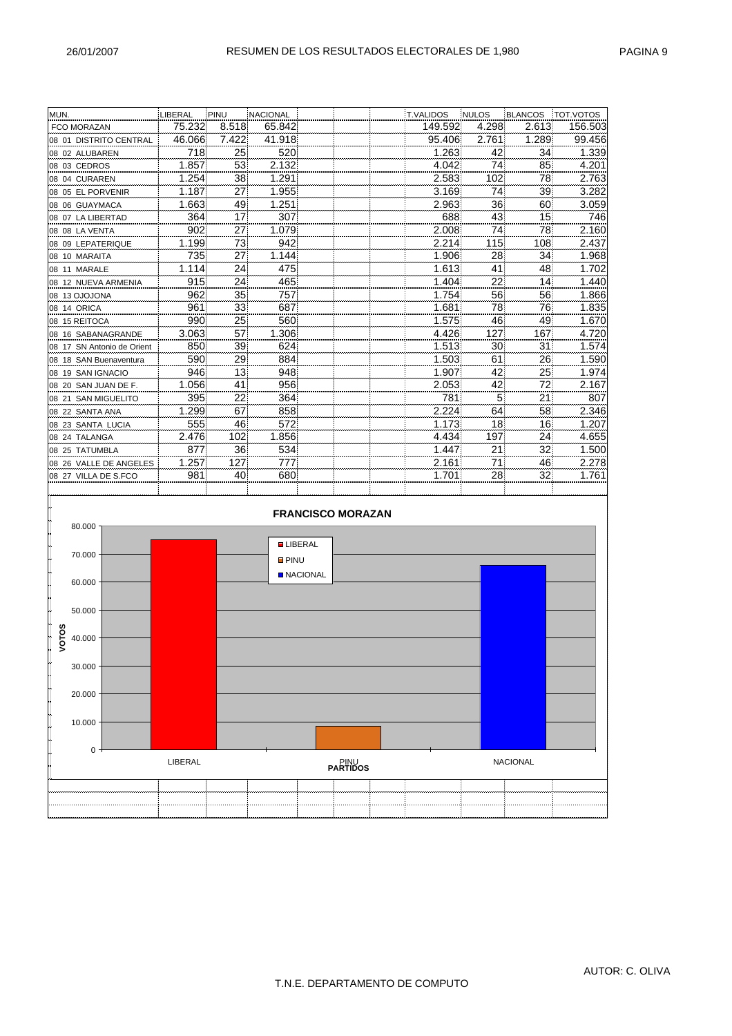# RESUMEN DE LOS RESULTADOS ELECTORALES DE 1,980

| MUN. | LIBERAL | PINU | NACIONAL | T.VALIDOS | NULOS | BLANCOS | TOT.VOTOS |
|---|---|---|---|---|---|---|---|
| FCO MORAZAN | 75.232 | 8.518 | 65.842 | 149.592 | 4.298 | 2.613 | 156.503 |
| 08 01 DISTRITO CENTRAL | 46.066 | 7.422 | 41.918 | 95.406 | 2.761 | 1.289 | 99.456 |
| 08 02 ALUBAREN | 718 | 25 | 520 | 1.263 | 42 | 34 | 1.339 |
| 08 03 CEDROS | 1.857 | 53 | 2.132 | 4.042 | 74 | 85 | 4.201 |
| 08 04 CURAREN | 1.254 | 38 | 1.291 | 2.583 | 102 | 78 | 2.763 |
| 08 05 EL PORVENIR | 1.187 | 27 | 1.955 | 3.169 | 74 | 39 | 3.282 |
| 08 06 GUAYMACA | 1.663 | 49 | 1.251 | 2.963 | 36 | 60 | 3.059 |
| 08 07 LA LIBERTAD | 364 | 17 | 307 | 688 | 43 | 15 | 746 |
| 08 08 LA VENTA | 902 | 27 | 1.079 | 2.008 | 74 | 78 | 2.160 |
| 08 09 LEPATERIQUE | 1.199 | 73 | 942 | 2.214 | 115 | 108 | 2.437 |
| 08 10 MARAITA | 735 | 27 | 1.144 | 1.906 | 28 | 34 | 1.968 |
| 08 11 MARALE | 1.114 | 24 | 475 | 1.613 | 41 | 48 | 1.702 |
| 08 12 NUEVA ARMENIA | 915 | 24 | 465 | 1.404 | 22 | 14 | 1.440 |
| 08 13 OJOJONA | 962 | 35 | 757 | 1.754 | 56 | 56 | 1.866 |
| 08 14 ORICA | 961 | 33 | 687 | 1.681 | 78 | 76 | 1.835 |
| 08 15 REITOCA | 990 | 25 | 560 | 1.575 | 46 | 49 | 1.670 |
| 08 16 SABANAGRANDE | 3.063 | 57 | 1.306 | 4.426 | 127 | 167 | 4.720 |
| 08 17 SN Antonio de Orient | 850 | 39 | 624 | 1.513 | 30 | 31 | 1.574 |
| 08 18 SAN Buenaventura | 590 | 29 | 884 | 1.503 | 61 | 26 | 1.590 |
| 08 19 SAN IGNACIO | 946 | 13 | 948 | 1.907 | 42 | 25 | 1.974 |
| 08 20 SAN JUAN DE F. | 1.056 | 41 | 956 | 2.053 | 42 | 72 | 2.167 |
| 08 21 SAN MIGUELITO | 395 | 22 | 364 | 781 | 5 | 21 | 807 |
| 08 22 SANTA ANA | 1.299 | 67 | 858 | 2.224 | 64 | 58 | 2.346 |
| 08 23 SANTA LUCIA | 555 | 46 | 572 | 1.173 | 18 | 16 | 1.207 |
| 08 24 TALANGA | 2.476 | 102 | 1.856 | 4.434 | 197 | 24 | 4.655 |
| 08 25 TATUMBLA | 877 | 36 | 534 | 1.447 | 21 | 32 | 1.500 |
| 08 26 VALLE DE ANGELES | 1.257 | 127 | 777 | 2.161 | 71 | 46 | 2.278 |
| 08 27 VILLA DE S.FCO | 981 | 40 | 680 | 1.701 | 28 | 32 | 1.761 |

**FRANCISCO MORAZAN**

| PARTIDOS | VOTOS |
|---|---|
| LIBERAL | 75.232 |
| PINU | 8.518 |
| NACIONAL | 65.842 |

AUTOR: C. OLIVA

T.N.E. DEPARTAMENTO DE COMPUTO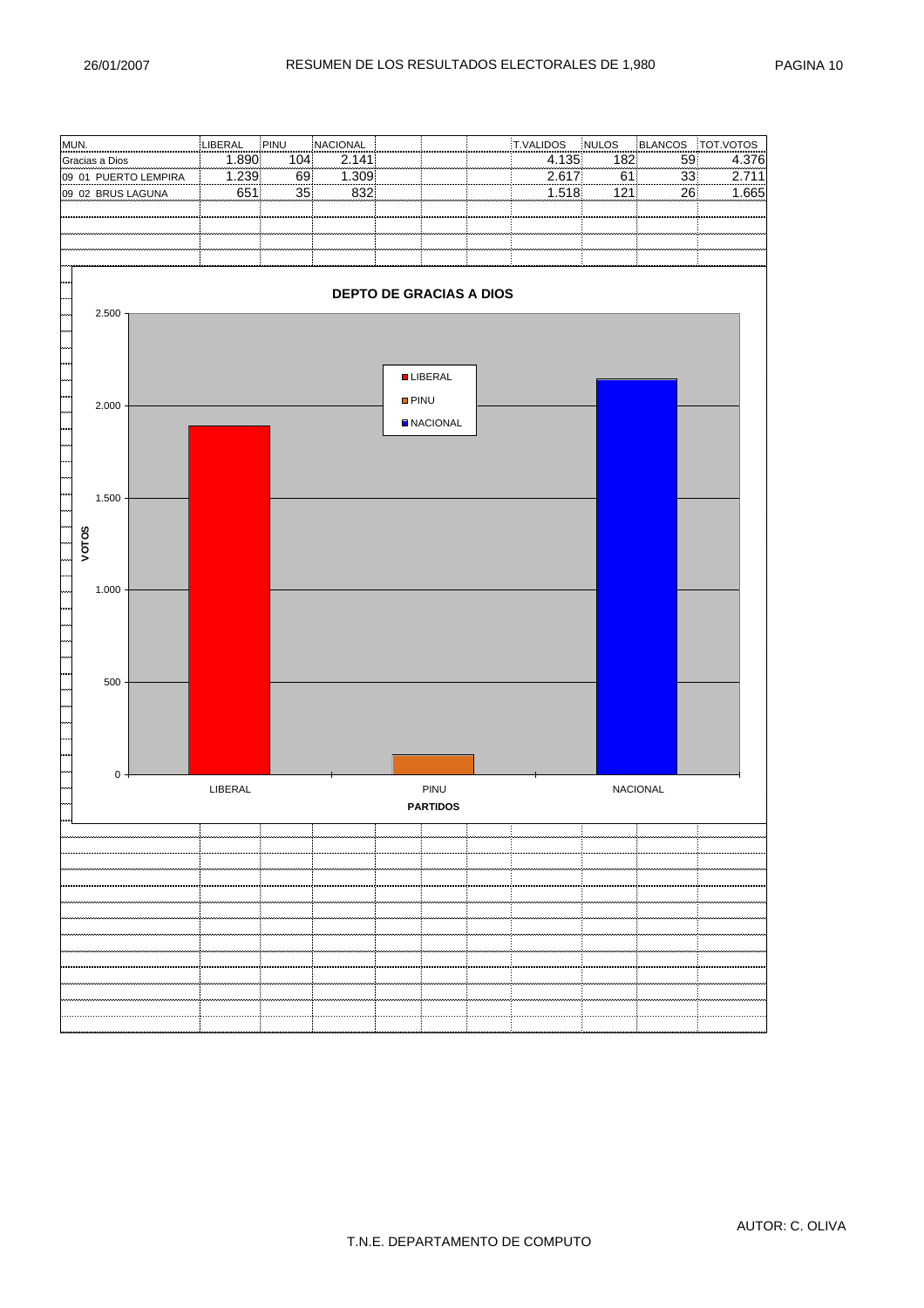# RESUMEN DE LOS RESULTADOS ELECTORALES DE 1,980

| MUN. | LIBERAL | PINU | NACIONAL | | | | T.VALIDOS | NULOS | BLANCOS | TOT.VOTOS |
|---|---|---|---|---|---|---|---|---|---|---|
| Gracias a Dios | 1.890 | 104 | 2.141 | | | | 4.135 | 182 | 59 | 4.376 |
| 09 01 PUERTO LEMPIRA | 1.239 | 69 | 1.309 | | | | 2.617 | 61 | 33 | 2.711 |
| 09 02 BRUS LAGUNA | 651 | 35 | 832 | | | | 1.518 | 121 | 26 | 1.665 |

**DEPTO DE GRACIAS A DIOS**

VOTOS: 0, 500, 1.000, 1.500, 2.000, 2.500

PARTIDOS: LIBERAL, PINU, NACIONAL

AUTOR: C. OLIVA

T.N.E. DEPARTAMENTO DE COMPUTO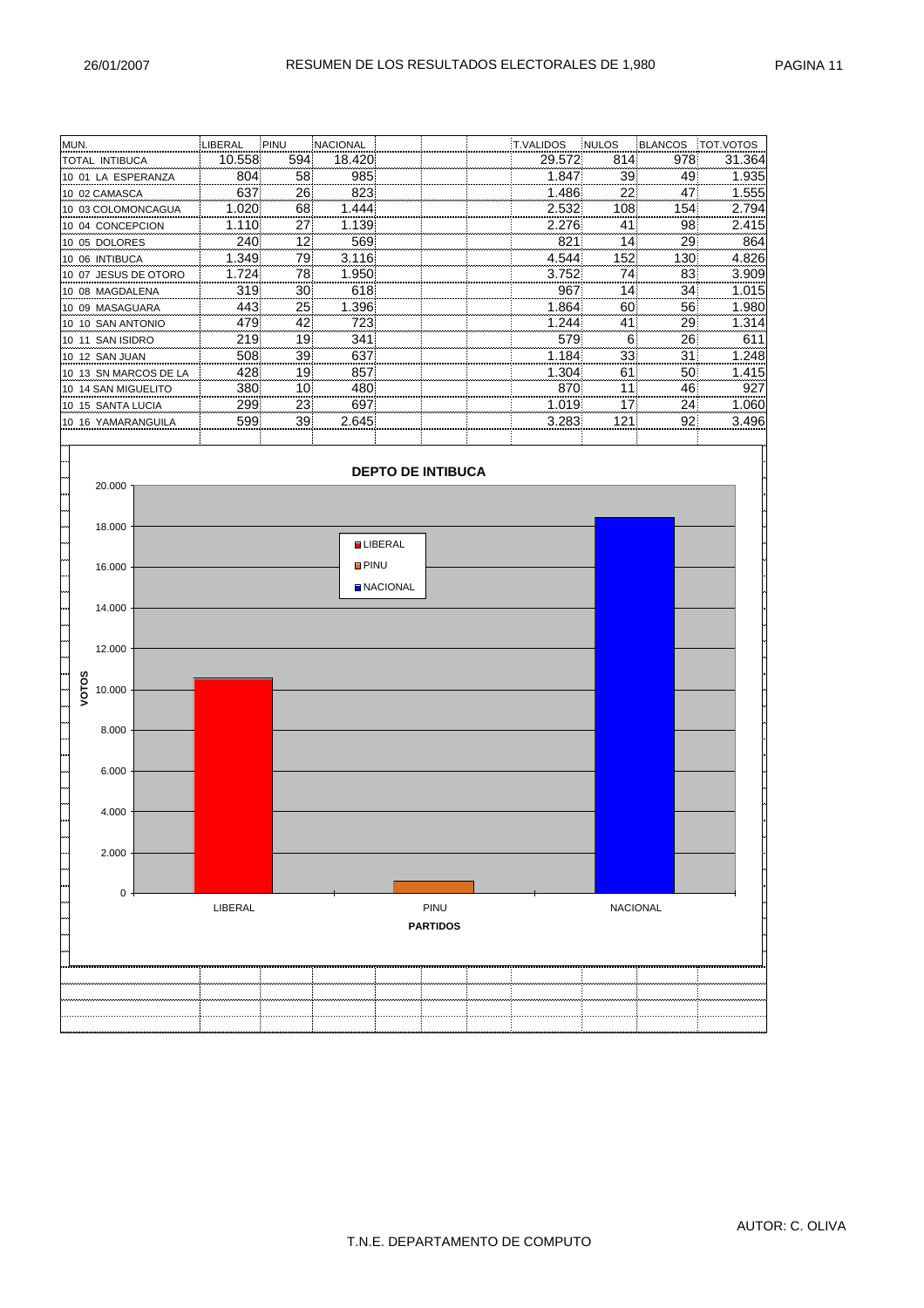# RESUMEN DE LOS RESULTADOS ELECTORALES DE 1,980

26/01/2007

| MUN. | LIBERAL | PINU | NACIONAL | | | | T.VALIDOS | NULOS | BLANCOS | TOT.VOTOS |
|---|---|---|---|---|---|---|---|---|---|---|
| TOTAL INTIBUCA | 10.558 | 594 | 18.420 | | | | 29.572 | 814 | 978 | 31.364 |
| 10 01 LA ESPERANZA | 804 | 58 | 985 | | | | 1.847 | 39 | 49 | 1.935 |
| 10 02 CAMASCA | 637 | 26 | 823 | | | | 1.486 | 22 | 47 | 1.555 |
| 10 03 COLOMONCAGUA | 1.020 | 68 | 1.444 | | | | 2.532 | 108 | 154 | 2.794 |
| 10 04 CONCEPCION | 1.110 | 27 | 1.139 | | | | 2.276 | 41 | 98 | 2.415 |
| 10 05 DOLORES | 240 | 12 | 569 | | | | 821 | 14 | 29 | 864 |
| 10 06 INTIBUCA | 1.349 | 79 | 3.116 | | | | 4.544 | 152 | 130 | 4.826 |
| 10 07 JESUS DE OTORO | 1.724 | 78 | 1.950 | | | | 3.752 | 74 | 83 | 3.909 |
| 10 08 MAGDALENA | 319 | 30 | 618 | | | | 967 | 14 | 34 | 1.015 |
| 10 09 MASAGUARA | 443 | 25 | 1.396 | | | | 1.864 | 60 | 56 | 1.980 |
| 10 10 SAN ANTONIO | 479 | 42 | 723 | | | | 1.244 | 41 | 29 | 1.314 |
| 10 11 SAN ISIDRO | 219 | 19 | 341 | | | | 579 | 6 | 26 | 611 |
| 10 12 SAN JUAN | 508 | 39 | 637 | | | | 1.184 | 33 | 31 | 1.248 |
| 10 13 SN MARCOS DE LA | 428 | 19 | 857 | | | | 1.304 | 61 | 50 | 1.415 |
| 10 14 SAN MIGUELITO | 380 | 10 | 480 | | | | 870 | 11 | 46 | 927 |
| 10 15 SANTA LUCIA | 299 | 23 | 697 | | | | 1.019 | 17 | 24 | 1.060 |
| 10 16 YAMARANGUILA | 599 | 39 | 2.645 | | | | 3.283 | 121 | 92 | 3.496 |

**DEPTO DE INTIBUCA**

VOTOS: 20.000, 18.000, 16.000, 14.000, 12.000, 10.000, 8.000, 6.000, 4.000, 2.000, 0

LIBERAL, PINU, NACIONAL

**PARTIDOS**

AUTOR: C. OLIVA

T.N.E. DEPARTAMENTO DE COMPUTO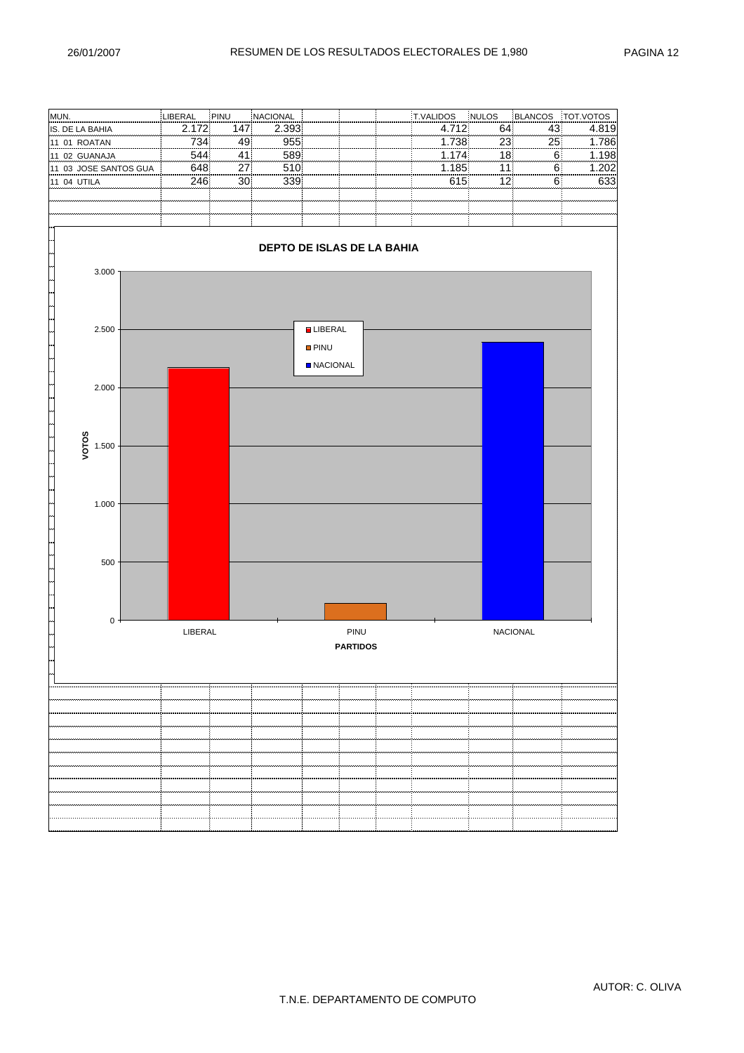# RESUMEN DE LOS RESULTADOS ELECTORALES DE 1,980

26/01/2007

| MUN. | LIBERAL | PINU | NACIONAL | | | | T.VALIDOS | NULOS | BLANCOS | TOT.VOTOS |
|---|---|---|---|---|---|---|---|---|---|---|
| IS. DE LA BAHIA | 2.172 | 147 | 2.393 | | | | 4.712 | 64 | 43 | 4.819 |
| 11 01 ROATAN | 734 | 49 | 955 | | | | 1.738 | 23 | 25 | 1.786 |
| 11 02 GUANAJA | 544 | 41 | 589 | | | | 1.174 | 18 | 6 | 1.198 |
| 11 03 JOSE SANTOS GUA | 648 | 27 | 510 | | | | 1.185 | 11 | 6 | 1.202 |
| 11 04 UTILA | 246 | 30 | 339 | | | | 615 | 12 | 6 | 633 |

**DEPTO DE ISLAS DE LA BAHIA**

| PARTIDOS | VOTOS |
|---|---|
| LIBERAL | 2.172 |
| PINU | 147 |
| NACIONAL | 2.393 |

AUTOR: C. OLIVA

T.N.E. DEPARTAMENTO DE COMPUTO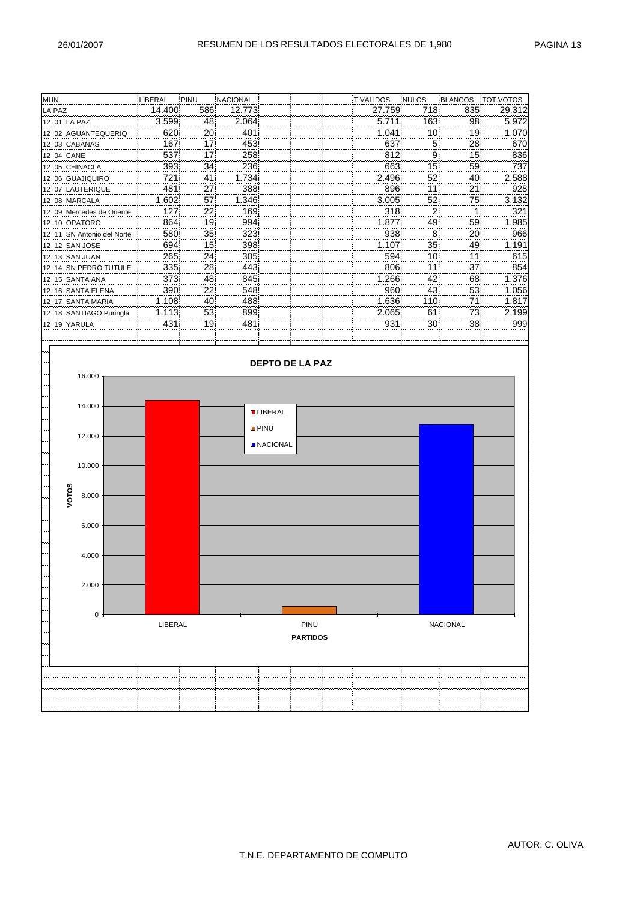# RESUMEN DE LOS RESULTADOS ELECTORALES DE 1,980

| MUN. | LIBERAL | PINU | NACIONAL | T.VALIDOS | NULOS | BLANCOS | TOT.VOTOS |
|---|---|---|---|---|---|---|---|
| LA PAZ | 14.400 | 586 | 12.773 | 27.759 | 718 | 835 | 29.312 |
| 12 01 LA PAZ | 3.599 | 48 | 2.064 | 5.711 | 163 | 98 | 5.972 |
| 12 02 AGUANTEQUERIQ | 620 | 20 | 401 | 1.041 | 10 | 19 | 1.070 |
| 12 03 CABAÑAS | 167 | 17 | 453 | 637 | 5 | 28 | 670 |
| 12 04 CANE | 537 | 17 | 258 | 812 | 9 | 15 | 836 |
| 12 05 CHINACLA | 393 | 34 | 236 | 663 | 15 | 59 | 737 |
| 12 06 GUAJIQUIRO | 721 | 41 | 1.734 | 2.496 | 52 | 40 | 2.588 |
| 12 07 LAUTERIQUE | 481 | 27 | 388 | 896 | 11 | 21 | 928 |
| 12 08 MARCALA | 1.602 | 57 | 1.346 | 3.005 | 52 | 75 | 3.132 |
| 12 09 Mercedes de Oriente | 127 | 22 | 169 | 318 | 2 | 1 | 321 |
| 12 10 OPATORO | 864 | 19 | 994 | 1.877 | 49 | 59 | 1.985 |
| 12 11 SN Antonio del Norte | 580 | 35 | 323 | 938 | 8 | 20 | 966 |
| 12 12 SAN JOSE | 694 | 15 | 398 | 1.107 | 35 | 49 | 1.191 |
| 12 13 SAN JUAN | 265 | 24 | 305 | 594 | 10 | 11 | 615 |
| 12 14 SN PEDRO TUTULE | 335 | 28 | 443 | 806 | 11 | 37 | 854 |
| 12 15 SANTA ANA | 373 | 48 | 845 | 1.266 | 42 | 68 | 1.376 |
| 12 16 SANTA ELENA | 390 | 22 | 548 | 960 | 43 | 53 | 1.056 |
| 12 17 SANTA MARIA | 1.108 | 40 | 488 | 1.636 | 110 | 71 | 1.817 |
| 12 18 SANTIAGO Puringla | 1.113 | 53 | 899 | 2.065 | 61 | 73 | 2.199 |
| 12 19 YARULA | 431 | 19 | 481 | 931 | 30 | 38 | 999 |

**DEPTO DE LA PAZ**

VOTOS (0 – 16.000) por PARTIDOS: LIBERAL, PINU, NACIONAL

T.N.E. DEPARTAMENTO DE COMPUTO

AUTOR: C. OLIVA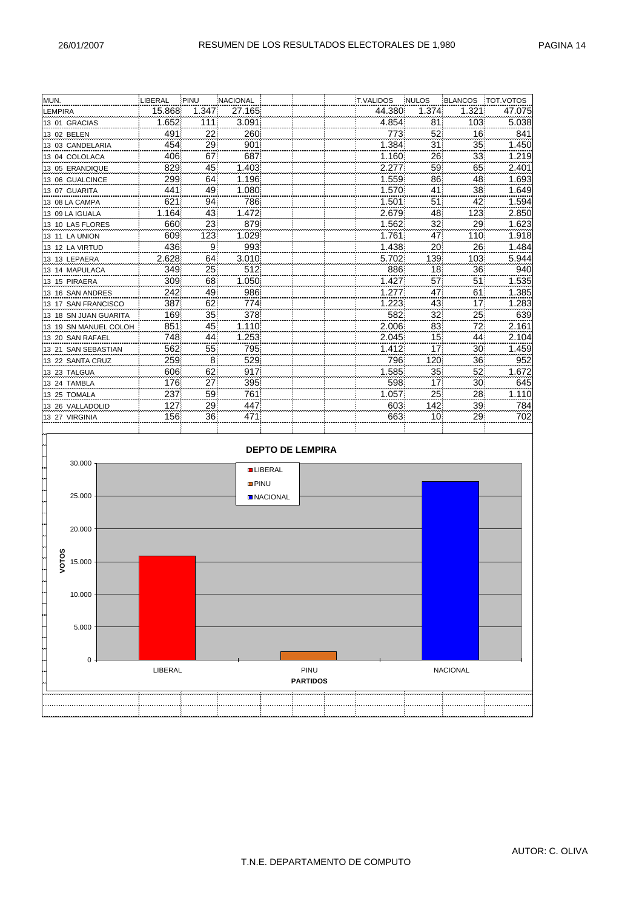# RESUMEN DE LOS RESULTADOS ELECTORALES DE 1,980

| MUN. | LIBERAL | PINU | NACIONAL | | | | T.VALIDOS | NULOS | BLANCOS | TOT.VOTOS |
|---|---|---|---|---|---|---|---|---|---|---|
| LEMPIRA | 15.868 | 1.347 | 27.165 | | | | 44.380 | 1.374 | 1.321 | 47.075 |
| 13 01 GRACIAS | 1.652 | 111 | 3.091 | | | | 4.854 | 81 | 103 | 5.038 |
| 13 02 BELEN | 491 | 22 | 260 | | | | 773 | 52 | 16 | 841 |
| 13 03 CANDELARIA | 454 | 29 | 901 | | | | 1.384 | 31 | 35 | 1.450 |
| 13 04 COLOLACA | 406 | 67 | 687 | | | | 1.160 | 26 | 33 | 1.219 |
| 13 05 ERANDIQUE | 829 | 45 | 1.403 | | | | 2.277 | 59 | 65 | 2.401 |
| 13 06 GUALCINCE | 299 | 64 | 1.196 | | | | 1.559 | 86 | 48 | 1.693 |
| 13 07 GUARITA | 441 | 49 | 1.080 | | | | 1.570 | 41 | 38 | 1.649 |
| 13 08 LA CAMPA | 621 | 94 | 786 | | | | 1.501 | 51 | 42 | 1.594 |
| 13 09 LA IGUALA | 1.164 | 43 | 1.472 | | | | 2.679 | 48 | 123 | 2.850 |
| 13 10 LAS FLORES | 660 | 23 | 879 | | | | 1.562 | 32 | 29 | 1.623 |
| 13 11 LA UNION | 609 | 123 | 1.029 | | | | 1.761 | 47 | 110 | 1.918 |
| 13 12 LA VIRTUD | 436 | 9 | 993 | | | | 1.438 | 20 | 26 | 1.484 |
| 13 13 LEPAERA | 2.628 | 64 | 3.010 | | | | 5.702 | 139 | 103 | 5.944 |
| 13 14 MAPULACA | 349 | 25 | 512 | | | | 886 | 18 | 36 | 940 |
| 13 15 PIRAERA | 309 | 68 | 1.050 | | | | 1.427 | 57 | 51 | 1.535 |
| 13 16 SAN ANDRES | 242 | 49 | 986 | | | | 1.277 | 47 | 61 | 1.385 |
| 13 17 SAN FRANCISCO | 387 | 62 | 774 | | | | 1.223 | 43 | 17 | 1.283 |
| 13 18 SN JUAN GUARITA | 169 | 35 | 378 | | | | 582 | 32 | 25 | 639 |
| 13 19 SN MANUEL COLOH | 851 | 45 | 1.110 | | | | 2.006 | 83 | 72 | 2.161 |
| 13 20 SAN RAFAEL | 748 | 44 | 1.253 | | | | 2.045 | 15 | 44 | 2.104 |
| 13 21 SAN SEBASTIAN | 562 | 55 | 795 | | | | 1.412 | 17 | 30 | 1.459 |
| 13 22 SANTA CRUZ | 259 | 8 | 529 | | | | 796 | 120 | 36 | 952 |
| 13 23 TALGUA | 606 | 62 | 917 | | | | 1.585 | 35 | 52 | 1.672 |
| 13 24 TAMBLA | 176 | 27 | 395 | | | | 598 | 17 | 30 | 645 |
| 13 25 TOMALA | 237 | 59 | 761 | | | | 1.057 | 25 | 28 | 1.110 |
| 13 26 VALLADOLID | 127 | 29 | 447 | | | | 603 | 142 | 39 | 784 |
| 13 27 VIRGINIA | 156 | 36 | 471 | | | | 663 | 10 | 29 | 702 |

**DEPTO DE LEMPIRA**

VOTOS (0 – 30.000) por PARTIDOS: LIBERAL, PINU, NACIONAL

AUTOR: C. OLIVA

T.N.E. DEPARTAMENTO DE COMPUTO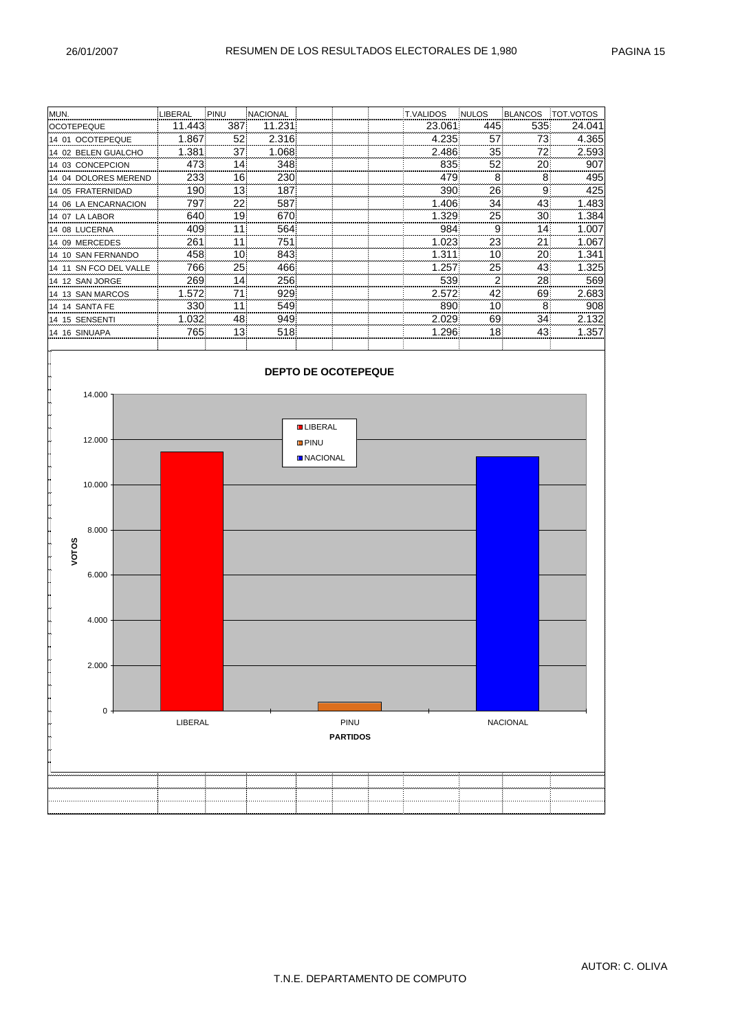# RESUMEN DE LOS RESULTADOS ELECTORALES DE 1,980

26/01/2007

| MUN. | LIBERAL | PINU | NACIONAL | | | | T.VALIDOS | NULOS | BLANCOS | TOT.VOTOS |
|---|---|---|---|---|---|---|---|---|---|---|
| OCOTEPEQUE | 11.443 | 387 | 11.231 | | | | 23.061 | 445 | 535 | 24.041 |
| 14 01 OCOTEPEQUE | 1.867 | 52 | 2.316 | | | | 4.235 | 57 | 73 | 4.365 |
| 14 02 BELEN GUALCHO | 1.381 | 37 | 1.068 | | | | 2.486 | 35 | 72 | 2.593 |
| 14 03 CONCEPCION | 473 | 14 | 348 | | | | 835 | 52 | 20 | 907 |
| 14 04 DOLORES MEREND | 233 | 16 | 230 | | | | 479 | 8 | 8 | 495 |
| 14 05 FRATERNIDAD | 190 | 13 | 187 | | | | 390 | 26 | 9 | 425 |
| 14 06 LA ENCARNACION | 797 | 22 | 587 | | | | 1.406 | 34 | 43 | 1.483 |
| 14 07 LA LABOR | 640 | 19 | 670 | | | | 1.329 | 25 | 30 | 1.384 |
| 14 08 LUCERNA | 409 | 11 | 564 | | | | 984 | 9 | 14 | 1.007 |
| 14 09 MERCEDES | 261 | 11 | 751 | | | | 1.023 | 23 | 21 | 1.067 |
| 14 10 SAN FERNANDO | 458 | 10 | 843 | | | | 1.311 | 10 | 20 | 1.341 |
| 14 11 SN FCO DEL VALLE | 766 | 25 | 466 | | | | 1.257 | 25 | 43 | 1.325 |
| 14 12 SAN JORGE | 269 | 14 | 256 | | | | 539 | 2 | 28 | 569 |
| 14 13 SAN MARCOS | 1.572 | 71 | 929 | | | | 2.572 | 42 | 69 | 2.683 |
| 14 14 SANTA FE | 330 | 11 | 549 | | | | 890 | 10 | 8 | 908 |
| 14 15 SENSENTI | 1.032 | 48 | 949 | | | | 2.029 | 69 | 34 | 2.132 |
| 14 16 SINUAPA | 765 | 13 | 518 | | | | 1.296 | 18 | 43 | 1.357 |

## DEPTO DE OCOTEPEQUE

(Gráfico de barras — VOTOS por PARTIDOS: LIBERAL, PINU, NACIONAL)

AUTOR: C. OLIVA

T.N.E. DEPARTAMENTO DE COMPUTO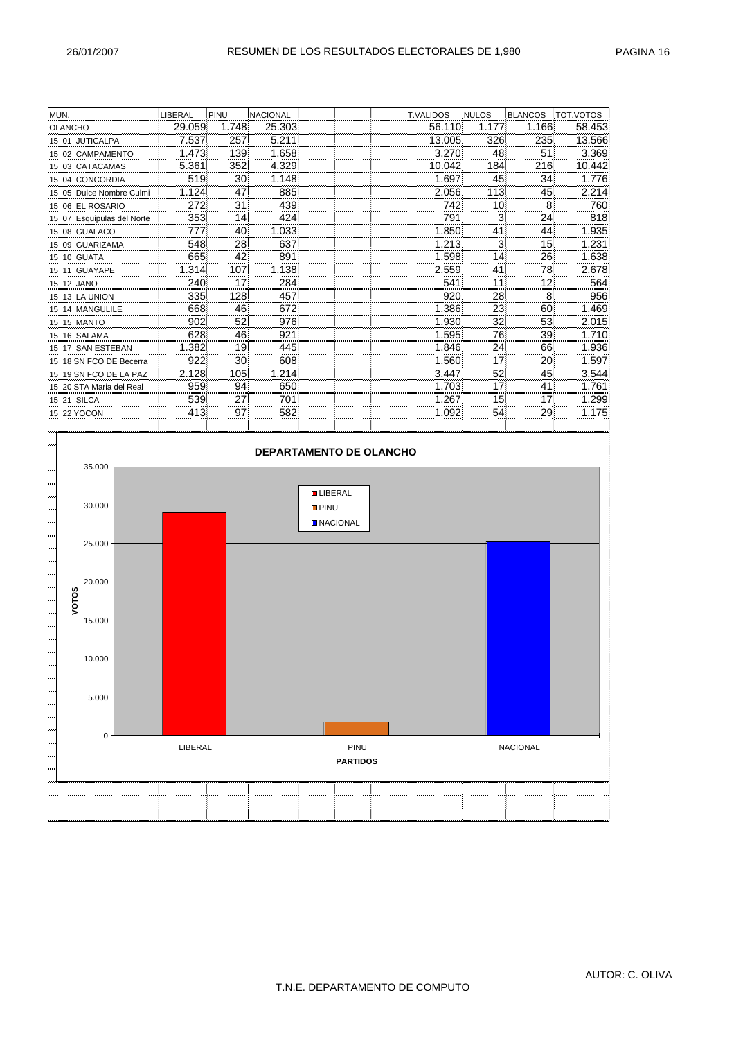# RESUMEN DE LOS RESULTADOS ELECTORALES DE 1,980

26/01/2007

| MUN. | LIBERAL | PINU | NACIONAL | | | | T.VALIDOS | NULOS | BLANCOS | TOT.VOTOS |
|---|---|---|---|---|---|---|---|---|---|---|
| OLANCHO | 29.059 | 1.748 | 25.303 | | | | 56.110 | 1.177 | 1.166 | 58.453 |
| 15 01 JUTICALPA | 7.537 | 257 | 5.211 | | | | 13.005 | 326 | 235 | 13.566 |
| 15 02 CAMPAMENTO | 1.473 | 139 | 1.658 | | | | 3.270 | 48 | 51 | 3.369 |
| 15 03 CATACAMAS | 5.361 | 352 | 4.329 | | | | 10.042 | 184 | 216 | 10.442 |
| 15 04 CONCORDIA | 519 | 30 | 1.148 | | | | 1.697 | 45 | 34 | 1.776 |
| 15 05 Dulce Nombre Culmi | 1.124 | 47 | 885 | | | | 2.056 | 113 | 45 | 2.214 |
| 15 06 EL ROSARIO | 272 | 31 | 439 | | | | 742 | 10 | 8 | 760 |
| 15 07 Esquipulas del Norte | 353 | 14 | 424 | | | | 791 | 3 | 24 | 818 |
| 15 08 GUALACO | 777 | 40 | 1.033 | | | | 1.850 | 41 | 44 | 1.935 |
| 15 09 GUARIZAMA | 548 | 28 | 637 | | | | 1.213 | 3 | 15 | 1.231 |
| 15 10 GUATA | 665 | 42 | 891 | | | | 1.598 | 14 | 26 | 1.638 |
| 15 11 GUAYAPE | 1.314 | 107 | 1.138 | | | | 2.559 | 41 | 78 | 2.678 |
| 15 12 JANO | 240 | 17 | 284 | | | | 541 | 11 | 12 | 564 |
| 15 13 LA UNION | 335 | 128 | 457 | | | | 920 | 28 | 8 | 956 |
| 15 14 MANGULILE | 668 | 46 | 672 | | | | 1.386 | 23 | 60 | 1.469 |
| 15 15 MANTO | 902 | 52 | 976 | | | | 1.930 | 32 | 53 | 2.015 |
| 15 16 SALAMA | 628 | 46 | 921 | | | | 1.595 | 76 | 39 | 1.710 |
| 15 17 SAN ESTEBAN | 1.382 | 19 | 445 | | | | 1.846 | 24 | 66 | 1.936 |
| 15 18 SN FCO DE Becerra | 922 | 30 | 608 | | | | 1.560 | 17 | 20 | 1.597 |
| 15 19 SN FCO DE LA PAZ | 2.128 | 105 | 1.214 | | | | 3.447 | 52 | 45 | 3.544 |
| 15 20 STA Maria del Real | 959 | 94 | 650 | | | | 1.703 | 17 | 41 | 1.761 |
| 15 21 SILCA | 539 | 27 | 701 | | | | 1.267 | 15 | 17 | 1.299 |
| 15 22 YOCON | 413 | 97 | 582 | | | | 1.092 | 54 | 29 | 1.175 |

**DEPARTAMENTO DE OLANCHO**

VOTOS: 0 – 35.000

LIBERAL, PINU, NACIONAL

PARTIDOS

AUTOR: C. OLIVA

T.N.E. DEPARTAMENTO DE COMPUTO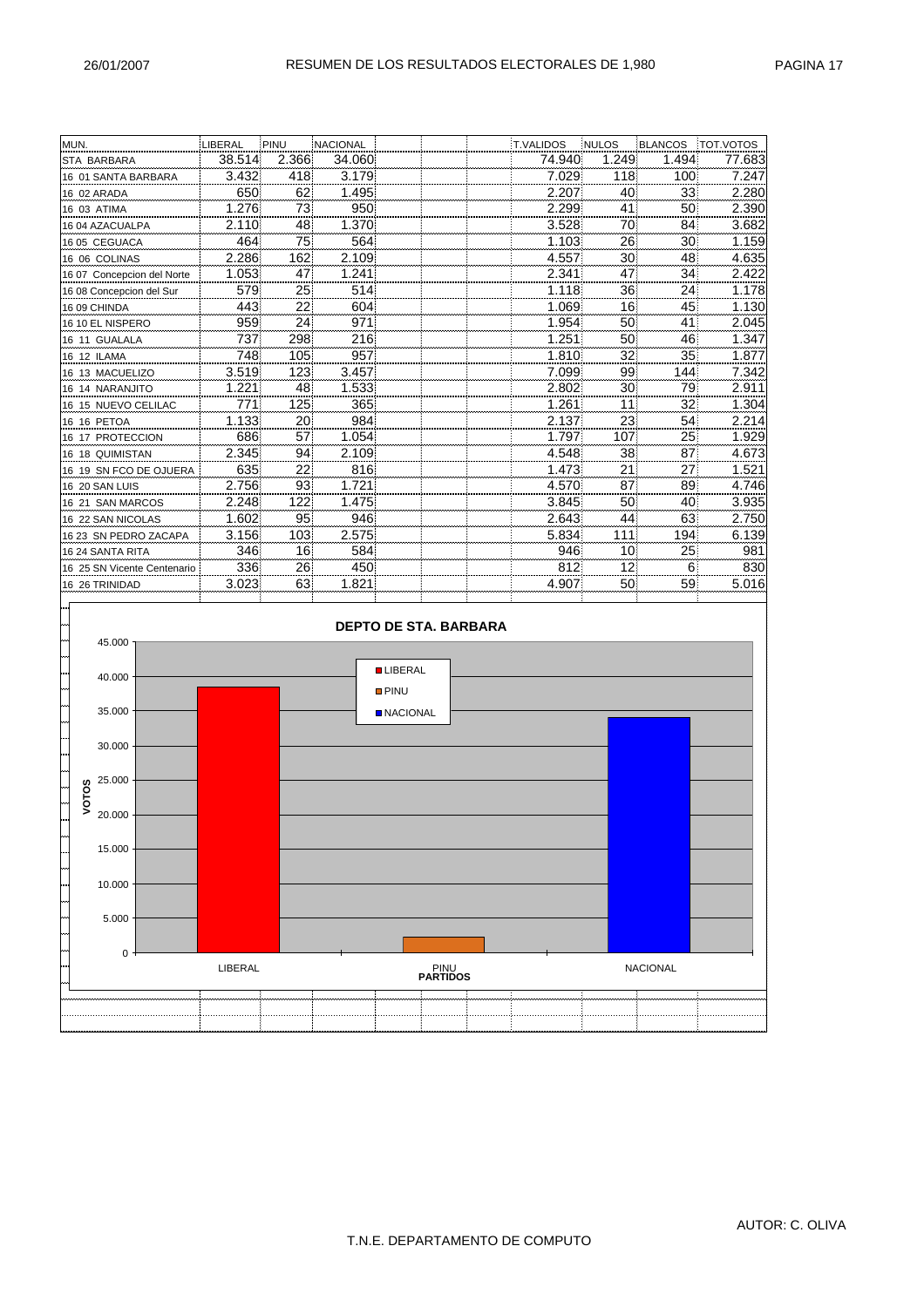# RESUMEN DE LOS RESULTADOS ELECTORALES DE 1,980

| MUN. | LIBERAL | PINU | NACIONAL | T.VALIDOS | NULOS | BLANCOS | TOT.VOTOS |
|---|---|---|---|---|---|---|---|
| STA BARBARA | 38.514 | 2.366 | 34.060 | 74.940 | 1.249 | 1.494 | 77.683 |
| 16 01 SANTA BARBARA | 3.432 | 418 | 3.179 | 7.029 | 118 | 100 | 7.247 |
| 16 02 ARADA | 650 | 62 | 1.495 | 2.207 | 40 | 33 | 2.280 |
| 16 03 ATIMA | 1.276 | 73 | 950 | 2.299 | 41 | 50 | 2.390 |
| 16 04 AZACUALPA | 2.110 | 48 | 1.370 | 3.528 | 70 | 84 | 3.682 |
| 16 05 CEGUACA | 464 | 75 | 564 | 1.103 | 26 | 30 | 1.159 |
| 16 06 COLINAS | 2.286 | 162 | 2.109 | 4.557 | 30 | 48 | 4.635 |
| 16 07 Concepcion del Norte | 1.053 | 47 | 1.241 | 2.341 | 47 | 34 | 2.422 |
| 16 08 Concepcion del Sur | 579 | 25 | 514 | 1.118 | 36 | 24 | 1.178 |
| 16 09 CHINDA | 443 | 22 | 604 | 1.069 | 16 | 45 | 1.130 |
| 16 10 EL NISPERO | 959 | 24 | 971 | 1.954 | 50 | 41 | 2.045 |
| 16 11 GUALALA | 737 | 298 | 216 | 1.251 | 50 | 46 | 1.347 |
| 16 12 ILAMA | 748 | 105 | 957 | 1.810 | 32 | 35 | 1.877 |
| 16 13 MACUELIZO | 3.519 | 123 | 3.457 | 7.099 | 99 | 144 | 7.342 |
| 16 14 NARANJITO | 1.221 | 48 | 1.533 | 2.802 | 30 | 79 | 2.911 |
| 16 15 NUEVO CELILAC | 771 | 125 | 365 | 1.261 | 11 | 32 | 1.304 |
| 16 16 PETOA | 1.133 | 20 | 984 | 2.137 | 23 | 54 | 2.214 |
| 16 17 PROTECCION | 686 | 57 | 1.054 | 1.797 | 107 | 25 | 1.929 |
| 16 18 QUIMISTAN | 2.345 | 94 | 2.109 | 4.548 | 38 | 87 | 4.673 |
| 16 19 SN FCO DE OJUERA | 635 | 22 | 816 | 1.473 | 21 | 27 | 1.521 |
| 16 20 SAN LUIS | 2.756 | 93 | 1.721 | 4.570 | 87 | 89 | 4.746 |
| 16 21 SAN MARCOS | 2.248 | 122 | 1.475 | 3.845 | 50 | 40 | 3.935 |
| 16 22 SAN NICOLAS | 1.602 | 95 | 946 | 2.643 | 44 | 63 | 2.750 |
| 16 23 SN PEDRO ZACAPA | 3.156 | 103 | 2.575 | 5.834 | 111 | 194 | 6.139 |
| 16 24 SANTA RITA | 346 | 16 | 584 | 946 | 10 | 25 | 981 |
| 16 25 SN Vicente Centenario | 336 | 26 | 450 | 812 | 12 | 6 | 830 |
| 16 26 TRINIDAD | 3.023 | 63 | 1.821 | 4.907 | 50 | 59 | 5.016 |

**DEPTO DE STA. BARBARA**

AUTOR: C. OLIVA

T.N.E. DEPARTAMENTO DE COMPUTO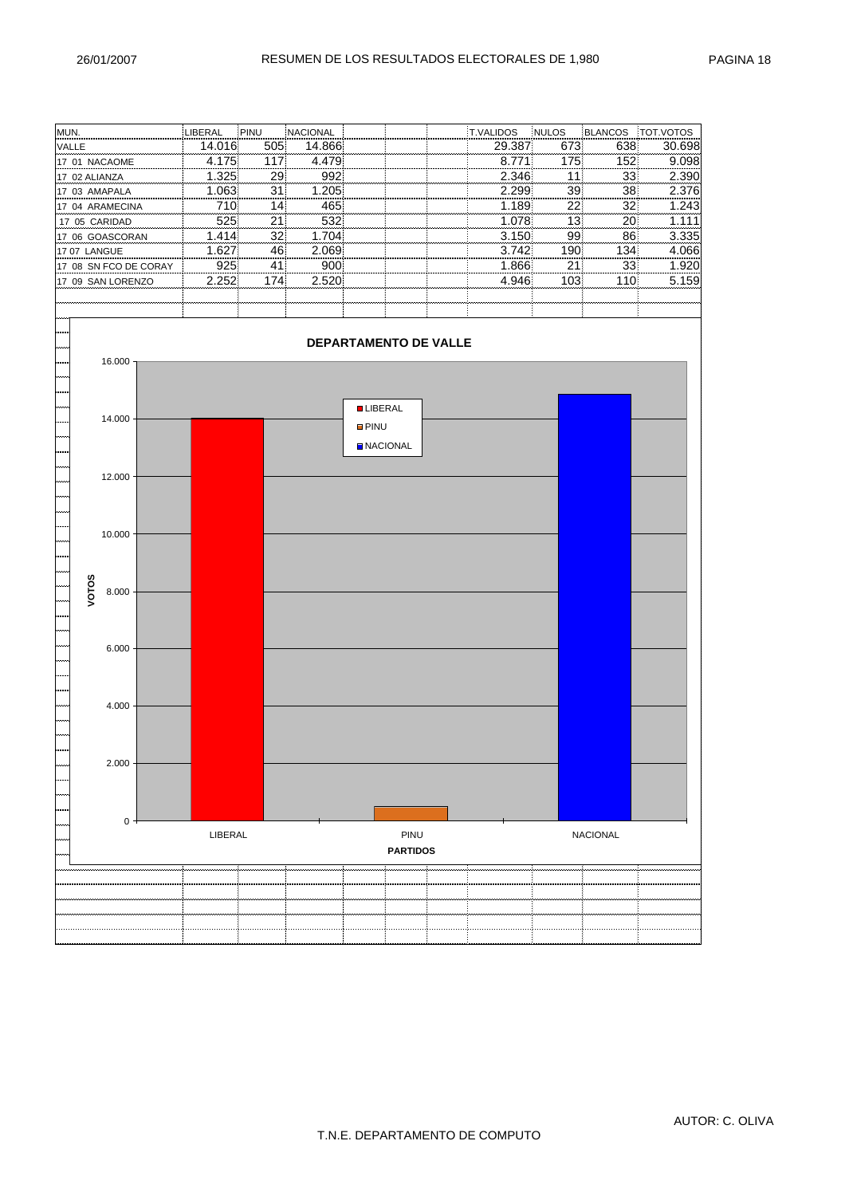# RESUMEN DE LOS RESULTADOS ELECTORALES DE 1,980

| MUN. | LIBERAL | PINU | NACIONAL | T.VALIDOS | NULOS | BLANCOS | TOT.VOTOS |
|---|---|---|---|---|---|---|---|
| VALLE | 14.016 | 505 | 14.866 | 29.387 | 673 | 638 | 30.698 |
| 17 01 NACAOME | 4.175 | 117 | 4.479 | 8.771 | 175 | 152 | 9.098 |
| 17 02 ALIANZA | 1.325 | 29 | 992 | 2.346 | 11 | 33 | 2.390 |
| 17 03 AMAPALA | 1.063 | 31 | 1.205 | 2.299 | 39 | 38 | 2.376 |
| 17 04 ARAMECINA | 710 | 14 | 465 | 1.189 | 22 | 32 | 1.243 |
| 17 05 CARIDAD | 525 | 21 | 532 | 1.078 | 13 | 20 | 1.111 |
| 17 06 GOASCORAN | 1.414 | 32 | 1.704 | 3.150 | 99 | 86 | 3.335 |
| 17 07 LANGUE | 1.627 | 46 | 2.069 | 3.742 | 190 | 134 | 4.066 |
| 17 08 SN FCO DE CORAY | 925 | 41 | 900 | 1.866 | 21 | 33 | 1.920 |
| 17 09 SAN LORENZO | 2.252 | 174 | 2.520 | 4.946 | 103 | 110 | 5.159 |

**DEPARTAMENTO DE VALLE**

AUTOR: C. OLIVA

T.N.E. DEPARTAMENTO DE COMPUTO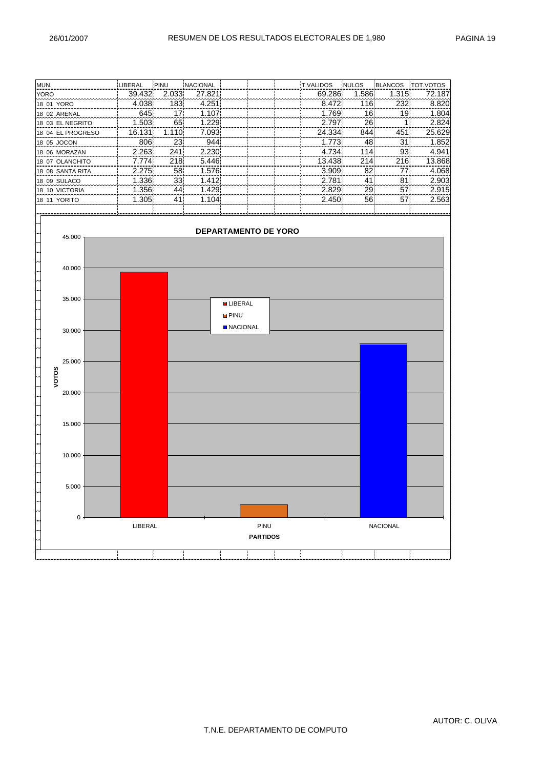RESUMEN DE LOS RESULTADOS ELECTORALES DE 1,980

| MUN. | LIBERAL | PINU | NACIONAL | | | | T.VALIDOS | NULOS | BLANCOS | TOT.VOTOS |
|---|---|---|---|---|---|---|---|---|---|---|
| YORO | 39.432 | 2.033 | 27.821 | | | | 69.286 | 1.586 | 1.315 | 72.187 |
| 18 01 YORO | 4.038 | 183 | 4.251 | | | | 8.472 | 116 | 232 | 8.820 |
| 18 02 ARENAL | 645 | 17 | 1.107 | | | | 1.769 | 16 | 19 | 1.804 |
| 18 03 EL NEGRITO | 1.503 | 65 | 1.229 | | | | 2.797 | 26 | 1 | 2.824 |
| 18 04 EL PROGRESO | 16.131 | 1.110 | 7.093 | | | | 24.334 | 844 | 451 | 25.629 |
| 18 05 JOCON | 806 | 23 | 944 | | | | 1.773 | 48 | 31 | 1.852 |
| 18 06 MORAZAN | 2.263 | 241 | 2.230 | | | | 4.734 | 114 | 93 | 4.941 |
| 18 07 OLANCHITO | 7.774 | 218 | 5.446 | | | | 13.438 | 214 | 216 | 13.868 |
| 18 08 SANTA RITA | 2.275 | 58 | 1.576 | | | | 3.909 | 82 | 77 | 4.068 |
| 18 09 SULACO | 1.336 | 33 | 1.412 | | | | 2.781 | 41 | 81 | 2.903 |
| 18 10 VICTORIA | 1.356 | 44 | 1.429 | | | | 2.829 | 29 | 57 | 2.915 |
| 18 11 YORITO | 1.305 | 41 | 1.104 | | | | 2.450 | 56 | 57 | 2.563 |

DEPARTAMENTO DE YORO

45.000
40.000
35.000
30.000
25.000
20.000
15.000
10.000
5.000
0

VOTOS

LIBERAL
PINU
NACIONAL

PARTIDOS

AUTOR: C. OLIVA

T.N.E. DEPARTAMENTO DE COMPUTO